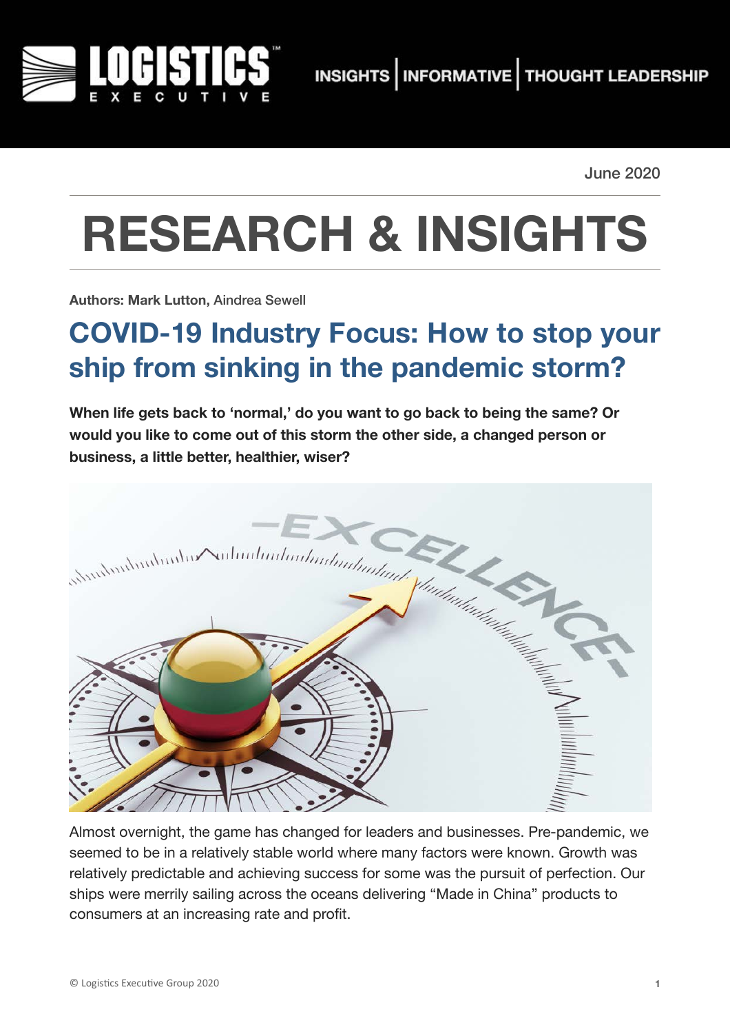June 2020

# RESEARCH & INSIGHTS

**Authors: Mark Lutton,** Aindrea Sewell

## COVID-19 Industry Focus: How to stop your ship from sinking in the pandemic storm?

**When life gets back to 'normal,' do you want to go back to being the same? Or would you like to come out of this storm the other side, a changed person or business, a little better, healthier, wiser?**

Almost overnight, the game has changed for leaders and businesses. Pre-pandemic, we seemed to be in a relatively stable world where many factors were known. Growth was relatively predictable and achieving success for some was the pursuit of perfection. Our ships were merrily sailing across the oceans delivering "Made in China" products to consumers at an increasing rate and profit.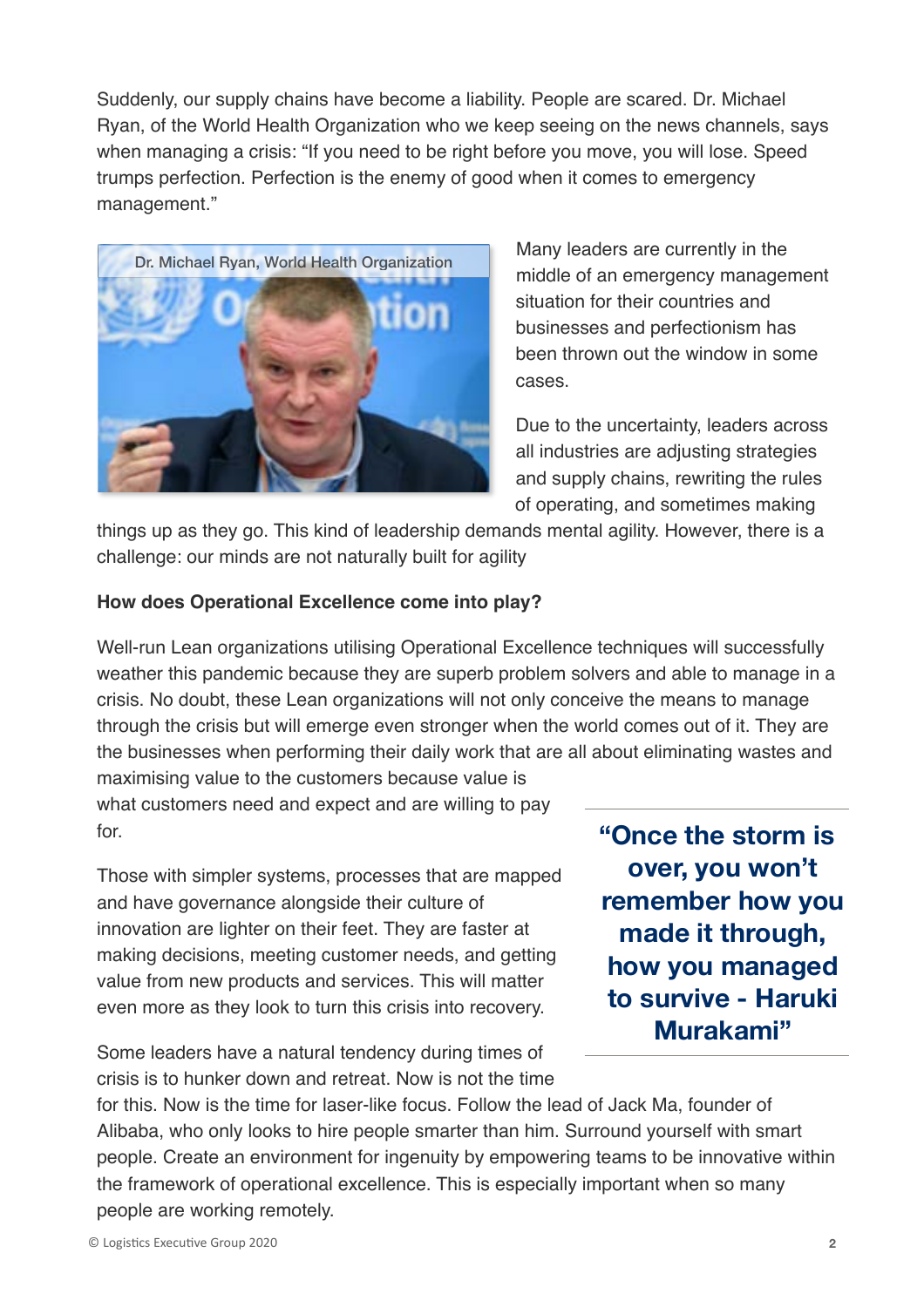Suddenly, our supply chains have become a liability. People are scared. Dr. Michael Ryan, of the World Health Organization who we keep seeing on the news channels, says when managing a crisis: “If you need to be right before you move, you will lose. Speed trumps perfection. Perfection is the enemy of good when it comes to emergency management.”

Dr. Michael Ryan, World Health Organization

Many leaders are currently in the middle of an emergency management situation for their countries and businesses and perfectionism has been thrown out the window in some cases.

Due to the uncertainty, leaders across all industries are adjusting strategies and supply chains, rewriting the rules of operating, and sometimes making things up as they go. This kind of leadership demands mental agility. However, there is a challenge: our minds are not naturally built for agility

**How does Operational Excellence come into play?**

Well-run Lean organizations utilising Operational Excellence techniques will successfully weather this pandemic because they are superb problem solvers and able to manage in a crisis. No doubt, these Lean organizations will not only conceive the means to manage through the crisis but will emerge even stronger when the world comes out of it. They are the businesses when performing their daily work that are all about eliminating wastes and maximising value to the customers because value is what customers need and expect and are willing to pay for.

Those with simpler systems, processes that are mapped and have governance alongside their culture of innovation are lighter on their feet. They are faster at making decisions, meeting customer needs, and getting value from new products and services. This will matter even more as they look to turn this crisis into recovery.

> **“Once the storm is over, you won’t remember how you made it through, how you managed to survive - Haruki Murakami”**

Some leaders have a natural tendency during times of crisis is to hunker down and retreat. Now is not the time for this. Now is the time for laser-like focus. Follow the lead of Jack Ma, founder of Alibaba, who only looks to hire people smarter than him. Surround yourself with smart people. Create an environment for ingenuity by empowering teams to be innovative within the framework of operational excellence. This is especially important when so many people are working remotely.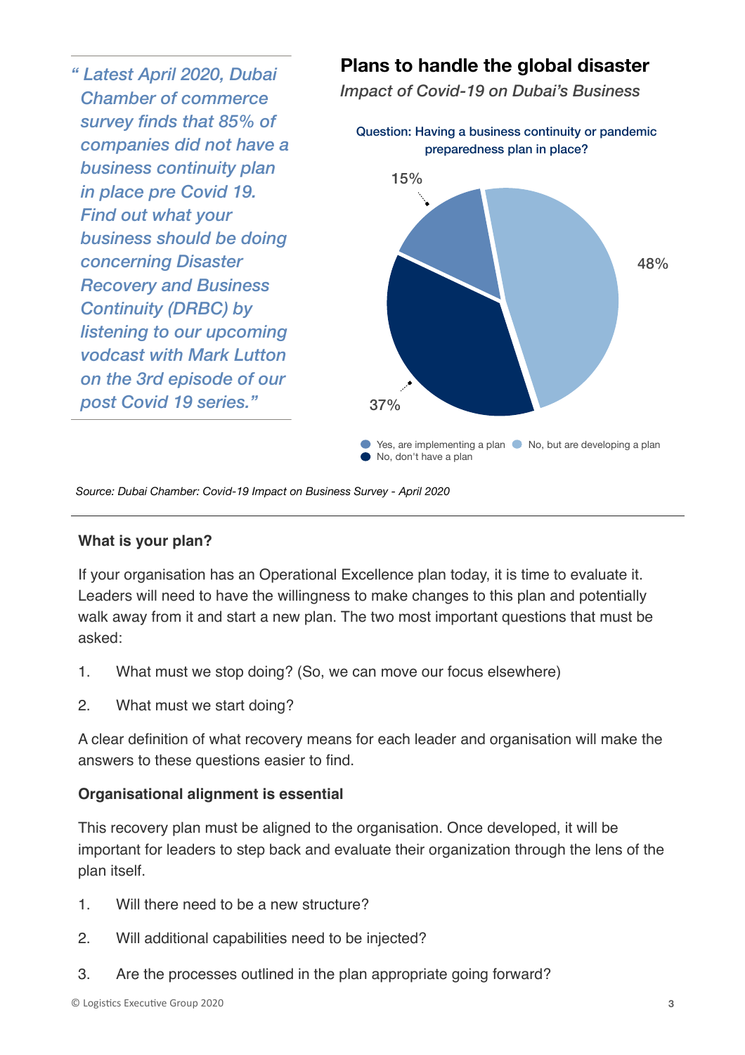*" Latest April 2020, Dubai Chamber of commerce survey finds that 85% of companies did not have a business continuity plan in place pre Covid 19. Find out what your business should be doing concerning Disaster Recovery and Business Continuity (DRBC) by listening to our upcoming vodcast with Mark Lutton on the 3rd episode of our post Covid 19 series."*

## Plans to handle the global disaster

*Impact of Covid-19 on Dubai's Business*

Question: Having a business continuity or pandemic preparedness plan in place?

| Response | Share |
| --- | --- |
| Yes, are implementing a plan | 15% |
| No, but are developing a plan | 48% |
| No, don't have a plan | 37% |

*Source: Dubai Chamber: Covid-19 Impact on Business Survey - April 2020*

**What is your plan?**

If your organisation has an Operational Excellence plan today, it is time to evaluate it. Leaders will need to have the willingness to make changes to this plan and potentially walk away from it and start a new plan. The two most important questions that must be asked:

1. What must we stop doing? (So, we can move our focus elsewhere)
2. What must we start doing?

A clear definition of what recovery means for each leader and organisation will make the answers to these questions easier to find.

**Organisational alignment is essential**

This recovery plan must be aligned to the organisation. Once developed, it will be important for leaders to step back and evaluate their organization through the lens of the plan itself.

1. Will there need to be a new structure?
2. Will additional capabilities need to be injected?
3. Are the processes outlined in the plan appropriate going forward?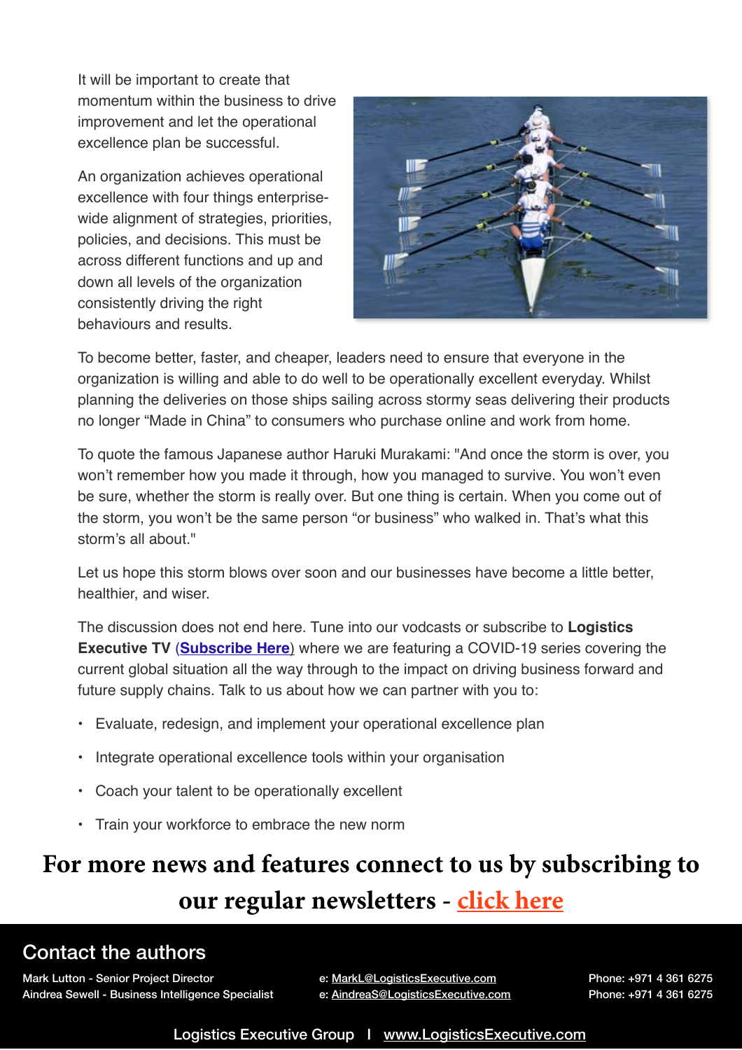It will be important to create that momentum within the business to drive improvement and let the operational excellence plan be successful.

An organization achieves operational excellence with four things enterprise-wide alignment of strategies, priorities, policies, and decisions. This must be across different functions and up and down all levels of the organization consistently driving the right behaviours and results.

To become better, faster, and cheaper, leaders need to ensure that everyone in the organization is willing and able to do well to be operationally excellent everyday. Whilst planning the deliveries on those ships sailing across stormy seas delivering their products no longer "Made in China" to consumers who purchase online and work from home.

To quote the famous Japanese author Haruki Murakami: "And once the storm is over, you won't remember how you made it through, how you managed to survive. You won't even be sure, whether the storm is really over. But one thing is certain. When you come out of the storm, you won't be the same person "or business" who walked in. That's what this storm's all about."

Let us hope this storm blows over soon and our businesses have become a little better, healthier, and wiser.

The discussion does not end here. Tune into our vodcasts or subscribe to **Logistics Executive TV** (**Subscribe Here**) where we are featuring a COVID-19 series covering the current global situation all the way through to the impact on driving business forward and future supply chains. Talk to us about how we can partner with you to:

- Evaluate, redesign, and implement your operational excellence plan
- Integrate operational excellence tools within your organisation
- Coach your talent to be operationally excellent
- Train your workforce to embrace the new norm

## For more news and features connect to us by subscribing to our regular newsletters - click here

### Contact the authors

Mark Lutton - Senior Project Director e: MarkL@LogisticsExecutive.com Phone: +971 4 361 6275

Aindrea Sewell - Business Intelligence Specialist e: AindreaS@LogisticsExecutive.com Phone: +971 4 361 6275

Logistics Executive Group | www.LogisticsExecutive.com